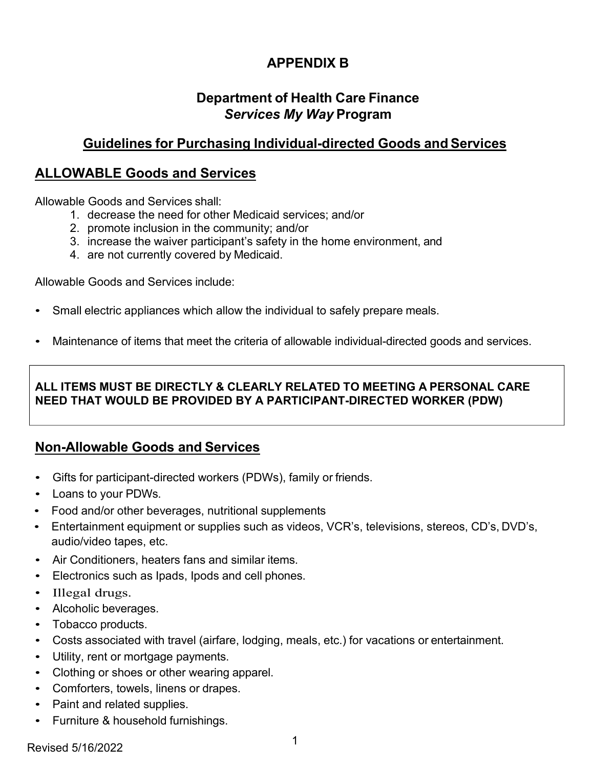# APPENDIX B

## Department of Health Care Finance
## *Services My Way* Program

## Guidelines for Purchasing Individual-directed Goods and Services

## ALLOWABLE Goods and Services

Allowable Goods and Services shall:

1. decrease the need for other Medicaid services; and/or
2. promote inclusion in the community; and/or
3. increase the waiver participant's safety in the home environment, and
4. are not currently covered by Medicaid.

Allowable Goods and Services include:

- Small electric appliances which allow the individual to safely prepare meals.
- Maintenance of items that meet the criteria of allowable individual-directed goods and services.

**ALL ITEMS MUST BE DIRECTLY & CLEARLY RELATED TO MEETING A PERSONAL CARE NEED THAT WOULD BE PROVIDED BY A PARTICIPANT-DIRECTED WORKER (PDW)**

## Non-Allowable Goods and Services

- Gifts for participant-directed workers (PDWs), family or friends.
- Loans to your PDWs.
- Food and/or other beverages, nutritional supplements
- Entertainment equipment or supplies such as videos, VCR's, televisions, stereos, CD's, DVD's, audio/video tapes, etc.
- Air Conditioners, heaters fans and similar items.
- Electronics such as Ipads, Ipods and cell phones.
- Illegal drugs.
- Alcoholic beverages.
- Tobacco products.
- Costs associated with travel (airfare, lodging, meals, etc.) for vacations or entertainment.
- Utility, rent or mortgage payments.
- Clothing or shoes or other wearing apparel.
- Comforters, towels, linens or drapes.
- Paint and related supplies.
- Furniture & household furnishings.

Revised 5/16/2022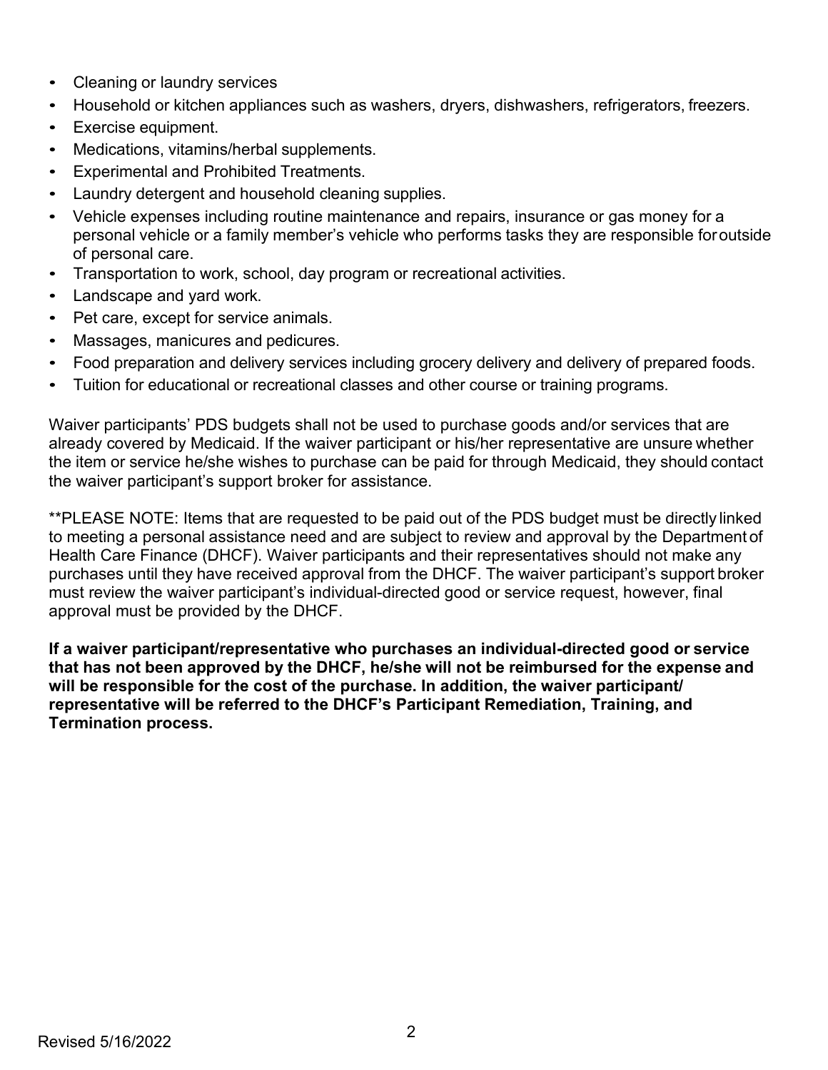- Cleaning or laundry services
- Household or kitchen appliances such as washers, dryers, dishwashers, refrigerators, freezers.
- Exercise equipment.
- Medications, vitamins/herbal supplements.
- Experimental and Prohibited Treatments.
- Laundry detergent and household cleaning supplies.
- Vehicle expenses including routine maintenance and repairs, insurance or gas money for a personal vehicle or a family member's vehicle who performs tasks they are responsible for outside of personal care.
- Transportation to work, school, day program or recreational activities.
- Landscape and yard work.
- Pet care, except for service animals.
- Massages, manicures and pedicures.
- Food preparation and delivery services including grocery delivery and delivery of prepared foods.
- Tuition for educational or recreational classes and other course or training programs.

Waiver participants' PDS budgets shall not be used to purchase goods and/or services that are already covered by Medicaid. If the waiver participant or his/her representative are unsure whether the item or service he/she wishes to purchase can be paid for through Medicaid, they should contact the waiver participant's support broker for assistance.

**PLEASE NOTE: Items that are requested to be paid out of the PDS budget must be directly linked to meeting a personal assistance need and are subject to review and approval by the Department of Health Care Finance (DHCF). Waiver participants and their representatives should not make any purchases until they have received approval from the DHCF. The waiver participant's support broker must review the waiver participant's individual-directed good or service request, however, final approval must be provided by the DHCF.

**If a waiver participant/representative who purchases an individual-directed good or service that has not been approved by the DHCF, he/she will not be reimbursed for the expense and will be responsible for the cost of the purchase. In addition, the waiver participant/ representative will be referred to the DHCF's Participant Remediation, Training, and Termination process.**

Revised 5/16/2022